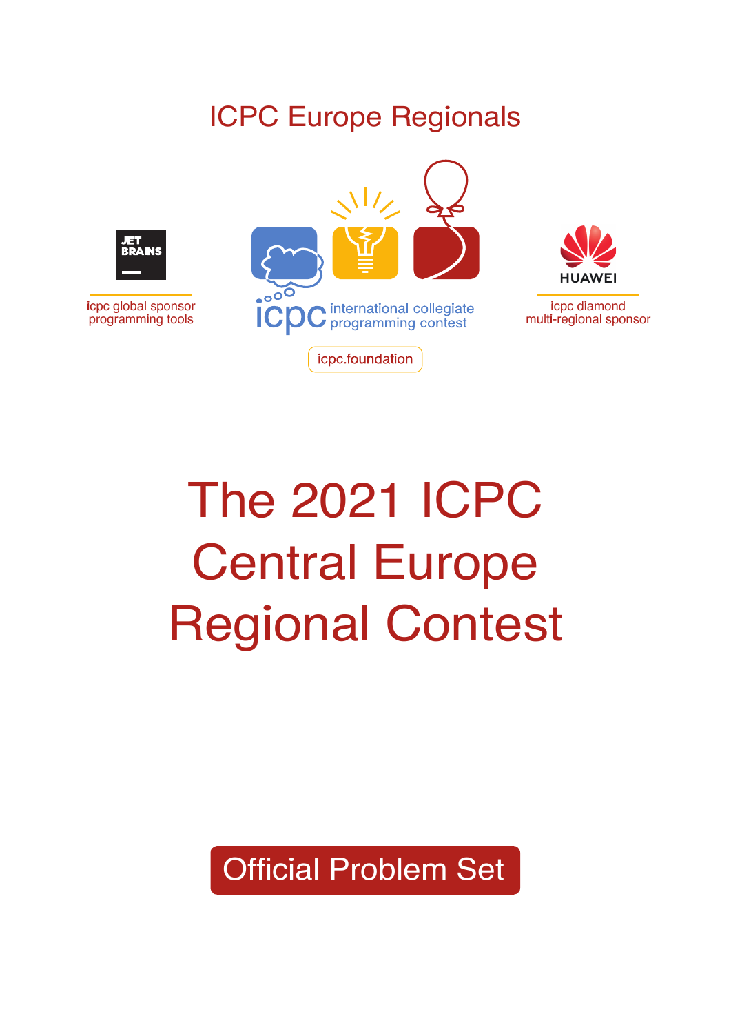ICPC Europe Regionals

icpc global sponsor
programming tools

icpc international collegiate programming contest

icpc.foundation

icpc diamond
multi-regional sponsor

# The 2021 ICPC Central Europe Regional Contest

Official Problem Set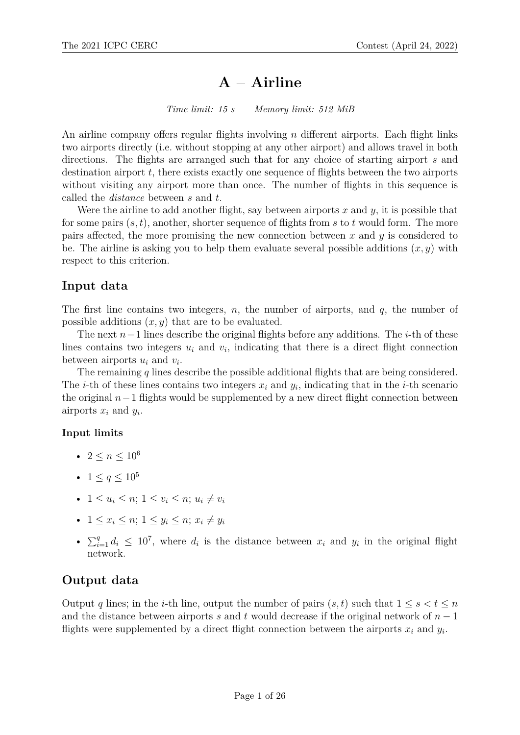# A – Airline

*Time limit: 15 s* *Memory limit: 512 MiB*

An airline company offers regular flights involving $n$ different airports. Each flight links two airports directly (i.e. without stopping at any other airport) and allows travel in both directions. The flights are arranged such that for any choice of starting airport $s$ and destination airport $t$, there exists exactly one sequence of flights between the two airports without visiting any airport more than once. The number of flights in this sequence is called the *distance* between $s$ and $t$.

Were the airline to add another flight, say between airports $x$ and $y$, it is possible that for some pairs $(s, t)$, another, shorter sequence of flights from $s$ to $t$ would form. The more pairs affected, the more promising the new connection between $x$ and $y$ is considered to be. The airline is asking you to help them evaluate several possible additions $(x, y)$ with respect to this criterion.

## Input data

The first line contains two integers, $n$, the number of airports, and $q$, the number of possible additions $(x, y)$ that are to be evaluated.

The next $n-1$ lines describe the original flights before any additions. The $i$-th of these lines contains two integers $u_i$ and $v_i$, indicating that there is a direct flight connection between airports $u_i$ and $v_i$.

The remaining $q$ lines describe the possible additional flights that are being considered. The $i$-th of these lines contains two integers $x_i$ and $y_i$, indicating that in the $i$-th scenario the original $n-1$ flights would be supplemented by a new direct flight connection between airports $x_i$ and $y_i$.

### Input limits

- $2 \le n \le 10^6$
- $1 \le q \le 10^5$
- $1 \le u_i \le n$; $1 \le v_i \le n$; $u_i \ne v_i$
- $1 \le x_i \le n$; $1 \le y_i \le n$; $x_i \ne y_i$
- $\sum_{i=1}^{q} d_i \le 10^7$, where $d_i$ is the distance between $x_i$ and $y_i$ in the original flight network.

## Output data

Output $q$ lines; in the $i$-th line, output the number of pairs $(s, t)$ such that $1 \le s < t \le n$ and the distance between airports $s$ and $t$ would decrease if the original network of $n-1$ flights were supplemented by a direct flight connection between the airports $x_i$ and $y_i$.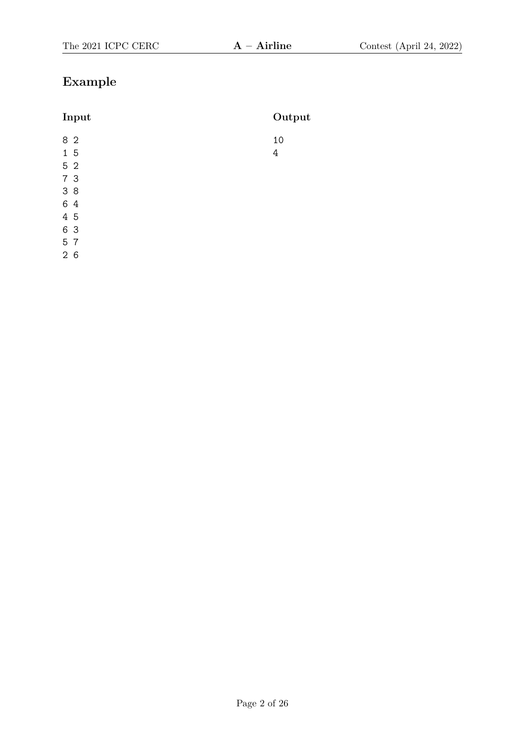## Example

**Input**

```
8 2
1 5
5 2
7 3
3 8
6 4
4 5
6 3
5 7
2 6
```

**Output**

```
10
4
```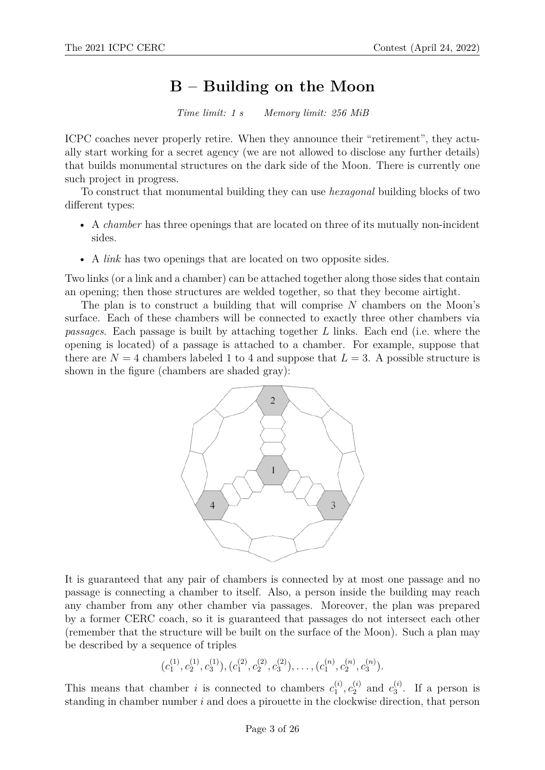# B – Building on the Moon

*Time limit: 1 s    Memory limit: 256 MiB*

ICPC coaches never properly retire. When they announce their "retirement", they actually start working for a secret agency (we are not allowed to disclose any further details) that builds monumental structures on the dark side of the Moon. There is currently one such project in progress.

To construct that monumental building they can use *hexagonal* building blocks of two different types:

- A *chamber* has three openings that are located on three of its mutually non-incident sides.
- A *link* has two openings that are located on two opposite sides.

Two links (or a link and a chamber) can be attached together along those sides that contain an opening; then those structures are welded together, so that they become airtight.

The plan is to construct a building that will comprise $N$ chambers on the Moon's surface. Each of these chambers will be connected to exactly three other chambers via *passages*. Each passage is built by attaching together $L$ links. Each end (i.e. where the opening is located) of a passage is attached to a chamber. For example, suppose that there are $N = 4$ chambers labeled 1 to 4 and suppose that $L = 3$. A possible structure is shown in the figure (chambers are shaded gray):

It is guaranteed that any pair of chambers is connected by at most one passage and no passage is connecting a chamber to itself. Also, a person inside the building may reach any chamber from any other chamber via passages. Moreover, the plan was prepared by a former CERC coach, so it is guaranteed that passages do not intersect each other (remember that the structure will be built on the surface of the Moon). Such a plan may be described by a sequence of triples

$$(c_1^{(1)}, c_2^{(1)}, c_3^{(1)}), (c_1^{(2)}, c_2^{(2)}, c_3^{(2)}), \ldots, (c_1^{(n)}, c_2^{(n)}, c_3^{(n)}).$$

This means that chamber $i$ is connected to chambers $c_1^{(i)}, c_2^{(i)}$ and $c_3^{(i)}$. If a person is standing in chamber number $i$ and does a pirouette in the clockwise direction, that person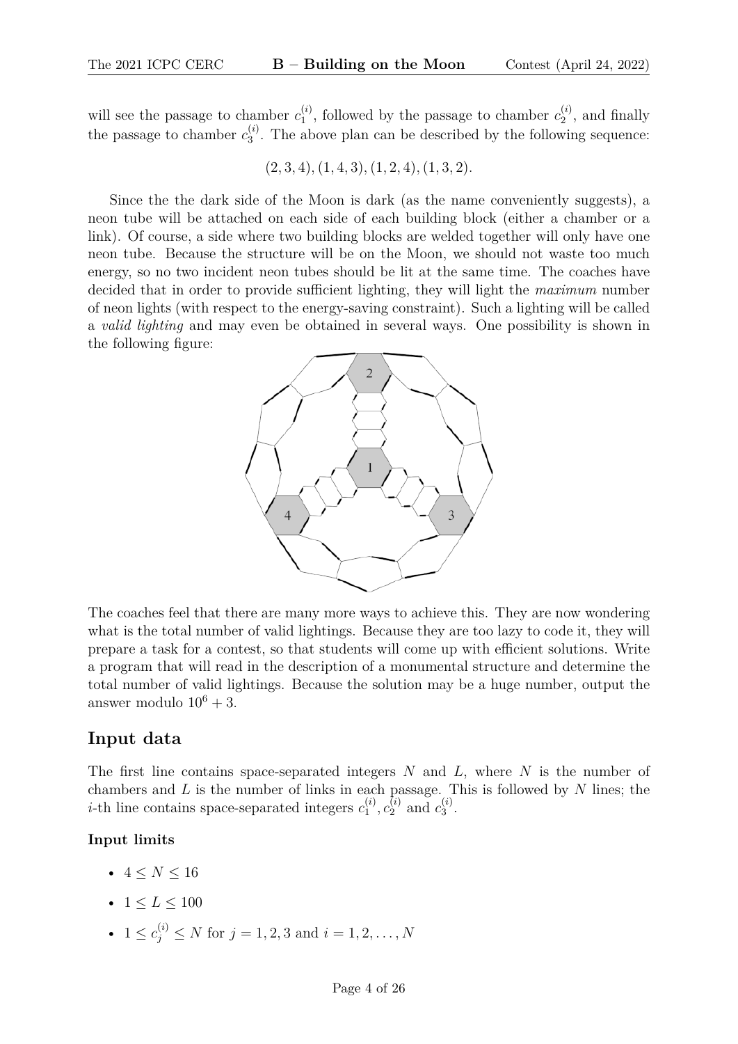will see the passage to chamber $c_1^{(i)}$, followed by the passage to chamber $c_2^{(i)}$, and finally the passage to chamber $c_3^{(i)}$. The above plan can be described by the following sequence:

$$(2, 3, 4), (1, 4, 3), (1, 2, 4), (1, 3, 2).$$

Since the the dark side of the Moon is dark (as the name conveniently suggests), a neon tube will be attached on each side of each building block (either a chamber or a link). Of course, a side where two building blocks are welded together will only have one neon tube. Because the structure will be on the Moon, we should not waste too much energy, so no two incident neon tubes should be lit at the same time. The coaches have decided that in order to provide sufficient lighting, they will light the *maximum* number of neon lights (with respect to the energy-saving constraint). Such a lighting will be called a *valid lighting* and may even be obtained in several ways. One possibility is shown in the following figure:

The coaches feel that there are many more ways to achieve this. They are now wondering what is the total number of valid lightings. Because they are too lazy to code it, they will prepare a task for a contest, so that students will come up with efficient solutions. Write a program that will read in the description of a monumental structure and determine the total number of valid lightings. Because the solution may be a huge number, output the answer modulo $10^6 + 3$.

## Input data

The first line contains space-separated integers $N$ and $L$, where $N$ is the number of chambers and $L$ is the number of links in each passage. This is followed by $N$ lines; the $i$-th line contains space-separated integers $c_1^{(i)}, c_2^{(i)}$ and $c_3^{(i)}$.

### Input limits

- $4 \leq N \leq 16$
- $1 \leq L \leq 100$
- $1 \leq c_j^{(i)} \leq N$ for $j = 1, 2, 3$ and $i = 1, 2, \ldots, N$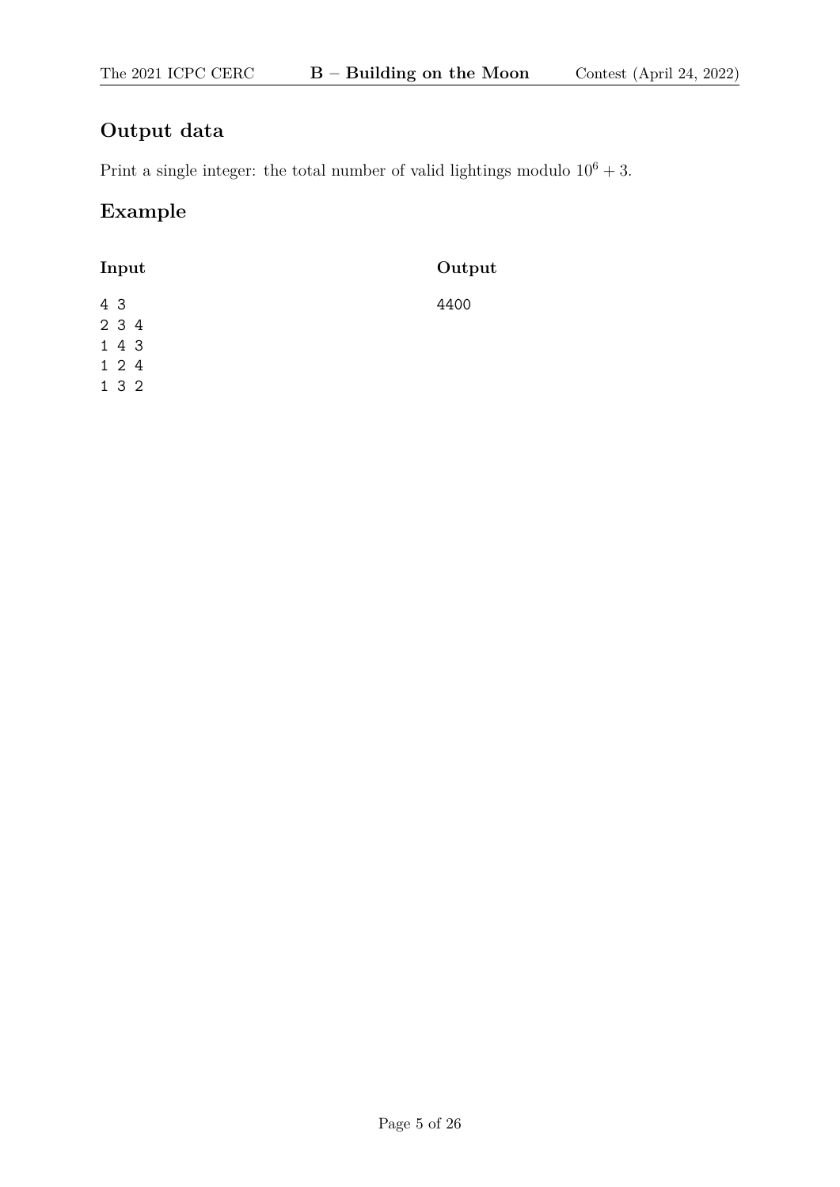## Output data

Print a single integer: the total number of valid lightings modulo $10^6 + 3$.

## Example

**Input**

```
4 3
2 3 4
1 4 3
1 2 4
1 3 2
```

**Output**

```
4400
```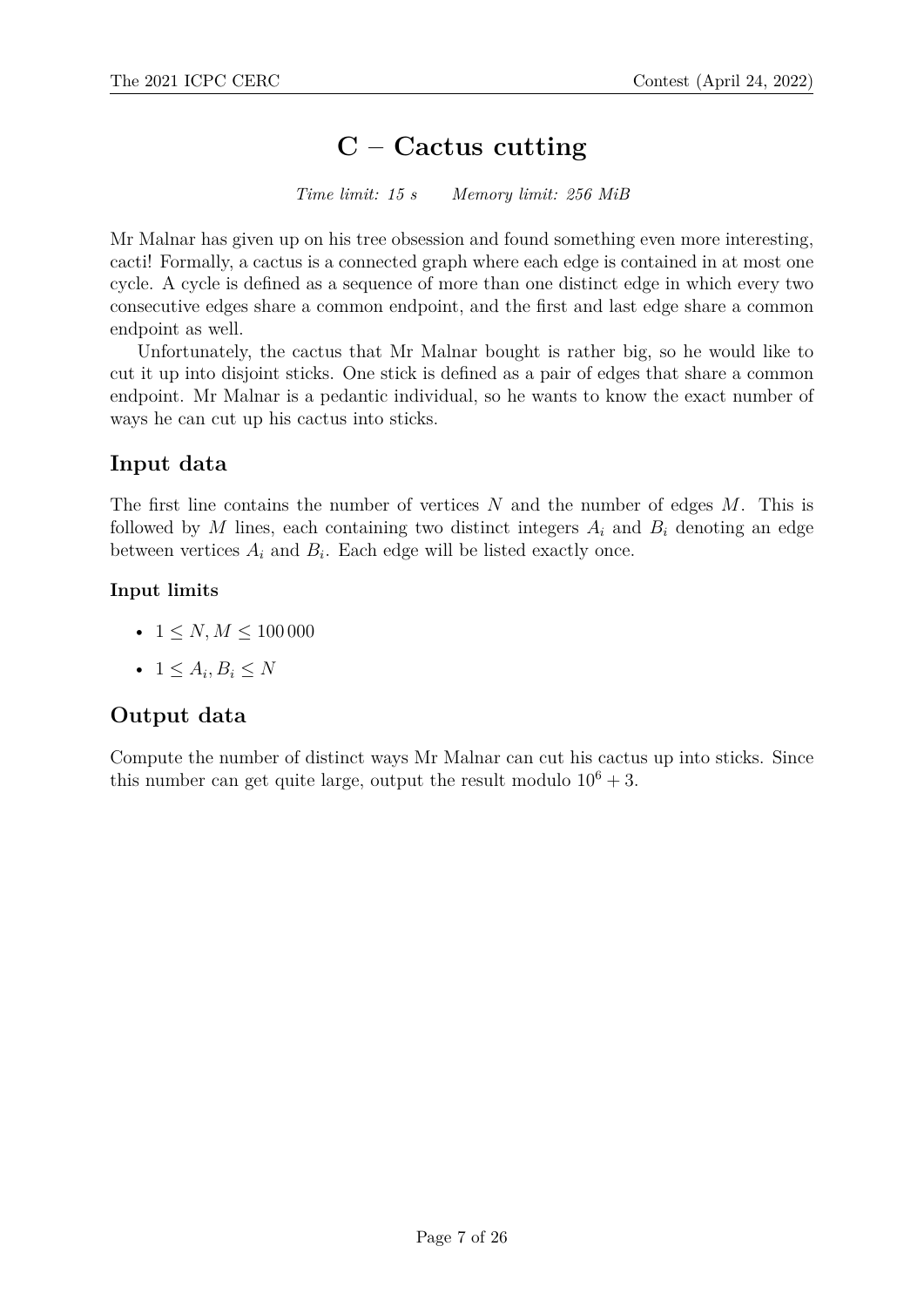# C – Cactus cutting

*Time limit: 15 s    Memory limit: 256 MiB*

Mr Malnar has given up on his tree obsession and found something even more interesting, cacti! Formally, a cactus is a connected graph where each edge is contained in at most one cycle. A cycle is defined as a sequence of more than one distinct edge in which every two consecutive edges share a common endpoint, and the first and last edge share a common endpoint as well.

Unfortunately, the cactus that Mr Malnar bought is rather big, so he would like to cut it up into disjoint sticks. One stick is defined as a pair of edges that share a common endpoint. Mr Malnar is a pedantic individual, so he wants to know the exact number of ways he can cut up his cactus into sticks.

## Input data

The first line contains the number of vertices $N$ and the number of edges $M$. This is followed by $M$ lines, each containing two distinct integers $A_i$ and $B_i$ denoting an edge between vertices $A_i$ and $B_i$. Each edge will be listed exactly once.

### Input limits

- $1 \leq N, M \leq 100\,000$
- $1 \leq A_i, B_i \leq N$

## Output data

Compute the number of distinct ways Mr Malnar can cut his cactus up into sticks. Since this number can get quite large, output the result modulo $10^6 + 3$.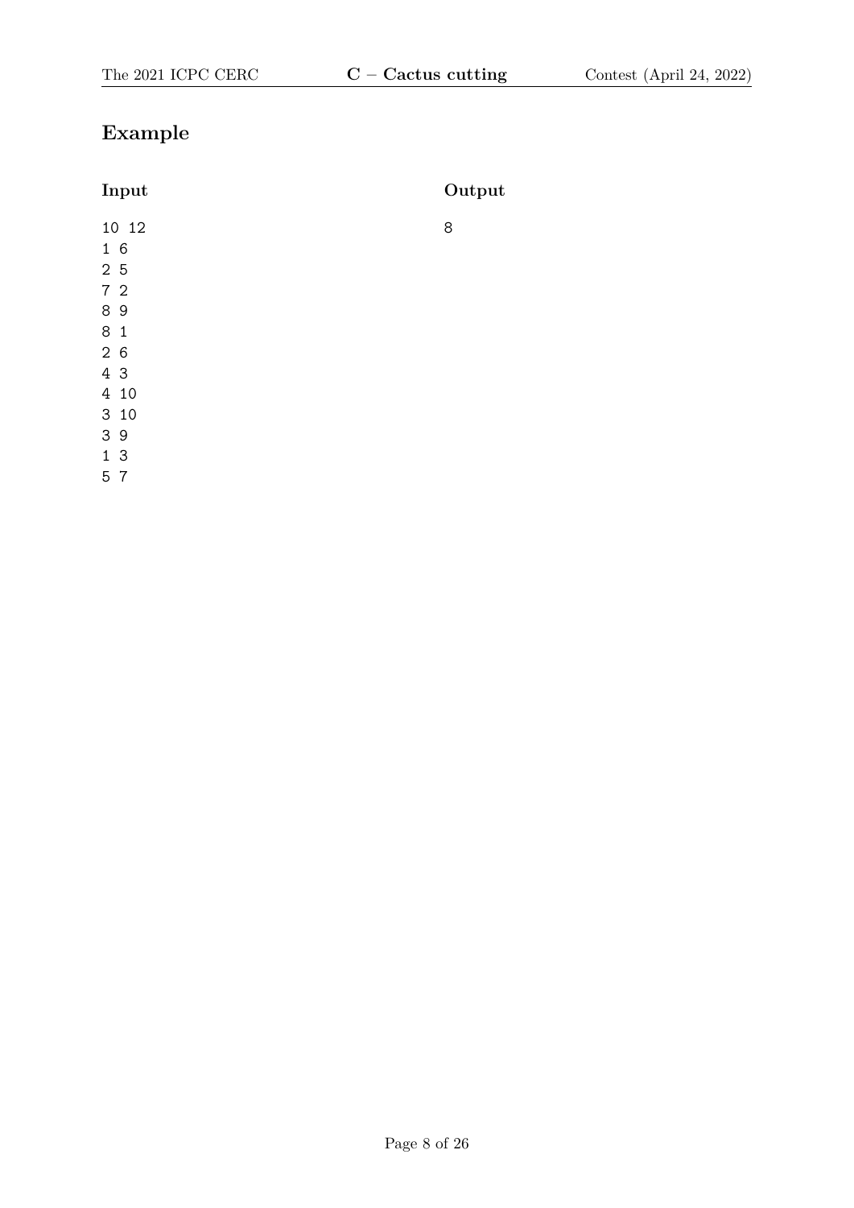## Example

**Input**

```
10 12
1 6
2 5
7 2
8 9
8 1
2 6
4 3
4 10
3 10
3 9
1 3
5 7
```

**Output**

```
8
```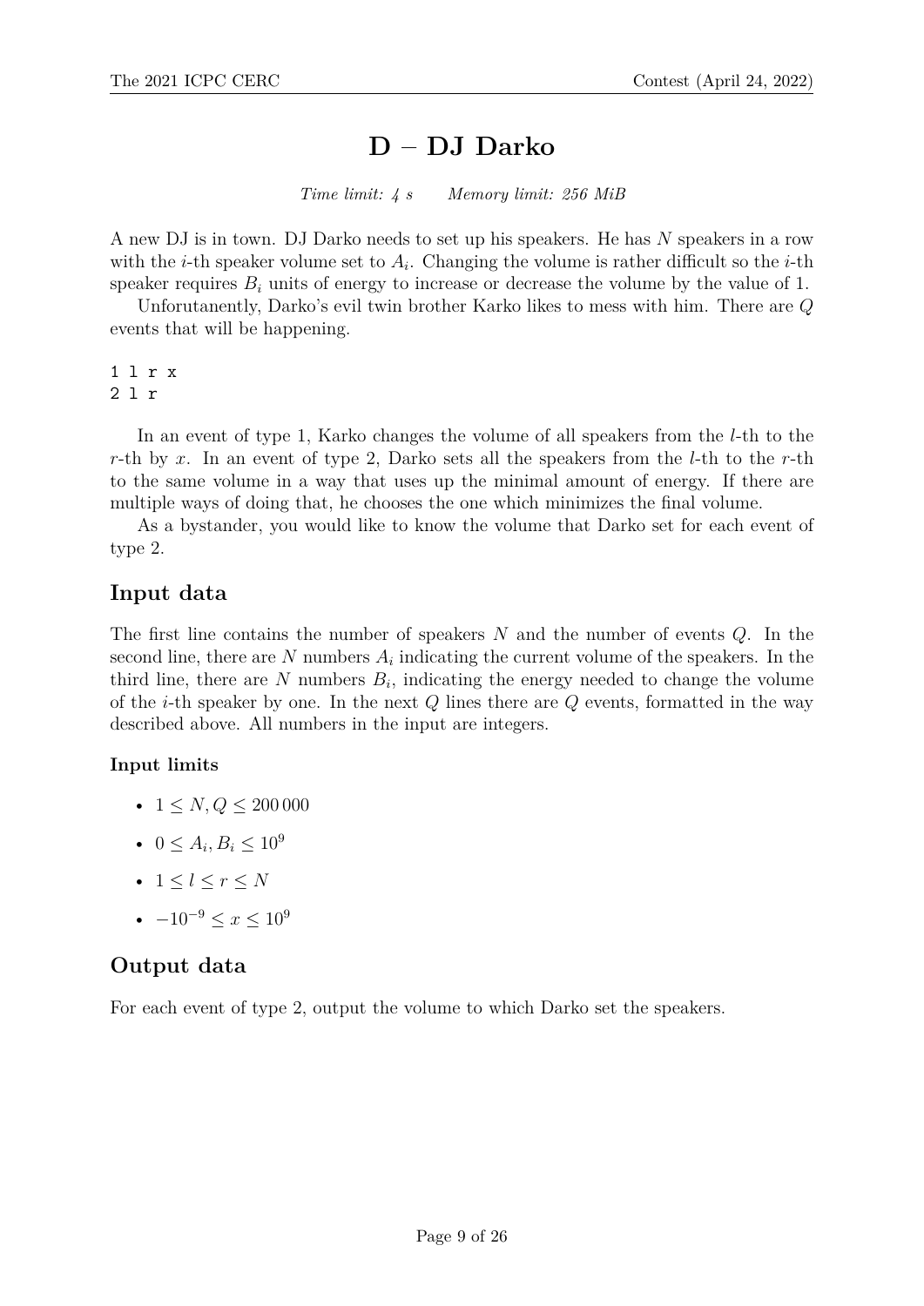# D – DJ Darko

*Time limit: 4 s      Memory limit: 256 MiB*

A new DJ is in town. DJ Darko needs to set up his speakers. He has $N$ speakers in a row with the $i$-th speaker volume set to $A_i$. Changing the volume is rather difficult so the $i$-th speaker requires $B_i$ units of energy to increase or decrease the volume by the value of 1.

Unforutanently, Darko's evil twin brother Karko likes to mess with him. There are $Q$ events that will be happening.

```
1 l r x
2 l r
```

In an event of type 1, Karko changes the volume of all speakers from the $l$-th to the $r$-th by $x$. In an event of type 2, Darko sets all the speakers from the $l$-th to the $r$-th to the same volume in a way that uses up the minimal amount of energy. If there are multiple ways of doing that, he chooses the one which minimizes the final volume.

As a bystander, you would like to know the volume that Darko set for each event of type 2.

## Input data

The first line contains the number of speakers $N$ and the number of events $Q$. In the second line, there are $N$ numbers $A_i$ indicating the current volume of the speakers. In the third line, there are $N$ numbers $B_i$, indicating the energy needed to change the volume of the $i$-th speaker by one. In the next $Q$ lines there are $Q$ events, formatted in the way described above. All numbers in the input are integers.

### Input limits

- $1 \leq N, Q \leq 200\,000$
- $0 \leq A_i, B_i \leq 10^9$
- $1 \leq l \leq r \leq N$
- $-10^{-9} \leq x \leq 10^9$

## Output data

For each event of type 2, output the volume to which Darko set the speakers.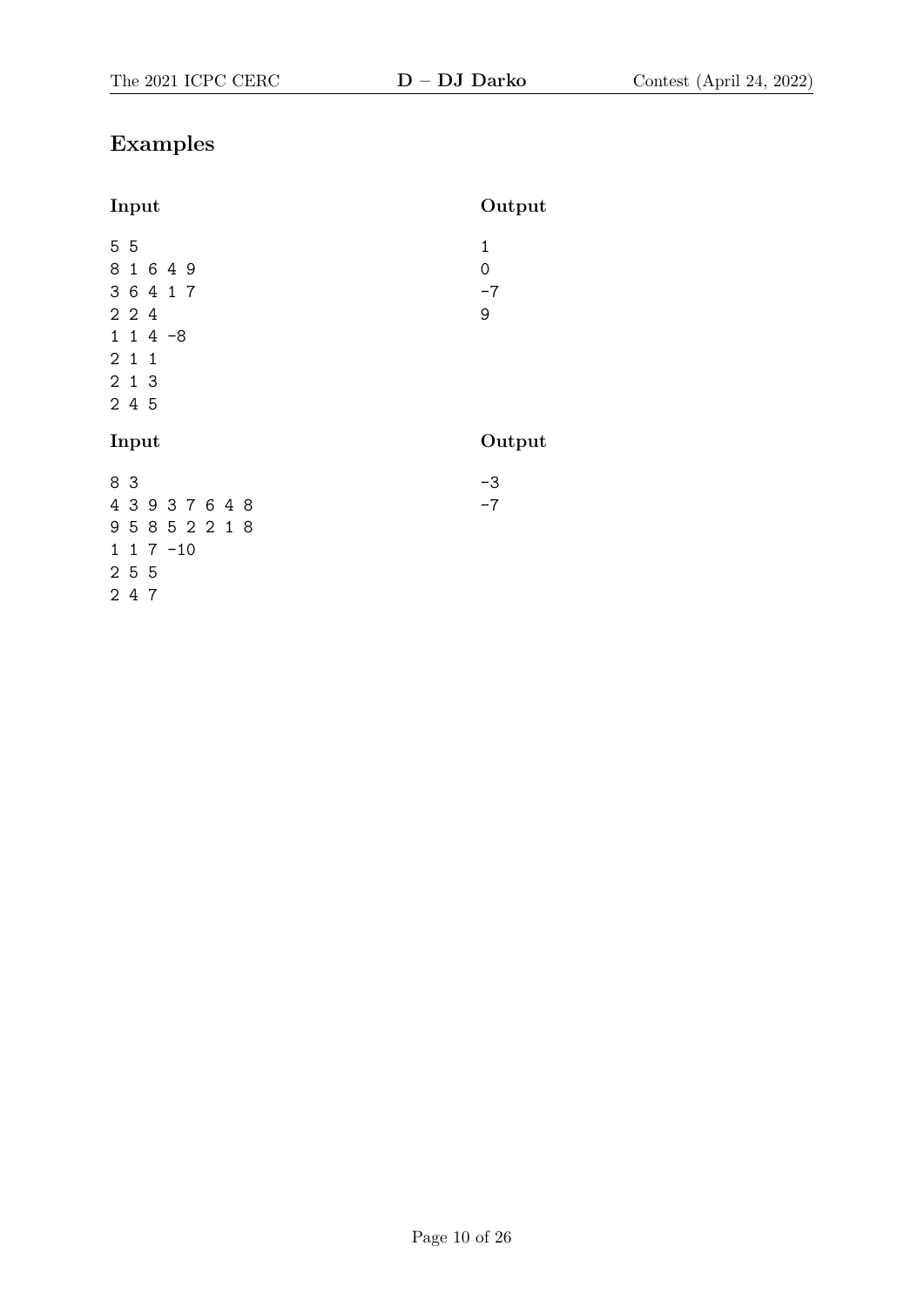## Examples

| Input | Output |
|---|---|
| 5 5<br>8 1 6 4 9<br>3 6 4 1 7<br>2 2 4<br>1 1 4 -8<br>2 1 1<br>2 1 3<br>2 4 5 | 1<br>0<br>-7<br>9 |

| Input | Output |
|---|---|
| 8 3<br>4 3 9 3 7 6 4 8<br>9 5 8 5 2 2 1 8<br>1 1 7 -10<br>2 5 5<br>2 4 7 | -3<br>-7 |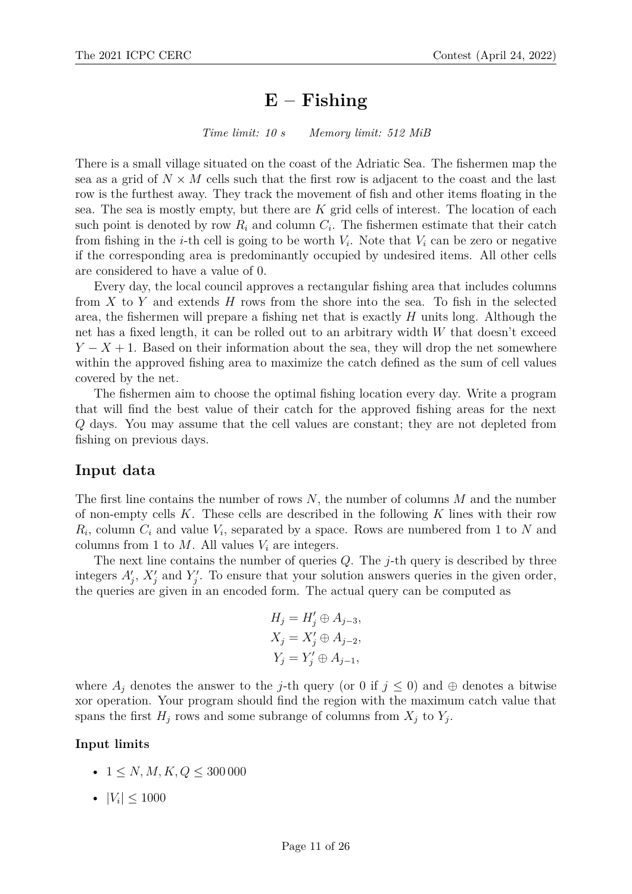# E – Fishing

*Time limit: 10 s    Memory limit: 512 MiB*

There is a small village situated on the coast of the Adriatic Sea. The fishermen map the sea as a grid of $N \times M$ cells such that the first row is adjacent to the coast and the last row is the furthest away. They track the movement of fish and other items floating in the sea. The sea is mostly empty, but there are $K$ grid cells of interest. The location of each such point is denoted by row $R_i$ and column $C_i$. The fishermen estimate that their catch from fishing in the $i$-th cell is going to be worth $V_i$. Note that $V_i$ can be zero or negative if the corresponding area is predominantly occupied by undesired items. All other cells are considered to have a value of 0.

Every day, the local council approves a rectangular fishing area that includes columns from $X$ to $Y$ and extends $H$ rows from the shore into the sea. To fish in the selected area, the fishermen will prepare a fishing net that is exactly $H$ units long. Although the net has a fixed length, it can be rolled out to an arbitrary width $W$ that doesn't exceed $Y - X + 1$. Based on their information about the sea, they will drop the net somewhere within the approved fishing area to maximize the catch defined as the sum of cell values covered by the net.

The fishermen aim to choose the optimal fishing location every day. Write a program that will find the best value of their catch for the approved fishing areas for the next $Q$ days. You may assume that the cell values are constant; they are not depleted from fishing on previous days.

## Input data

The first line contains the number of rows $N$, the number of columns $M$ and the number of non-empty cells $K$. These cells are described in the following $K$ lines with their row $R_i$, column $C_i$ and value $V_i$, separated by a space. Rows are numbered from 1 to $N$ and columns from 1 to $M$. All values $V_i$ are integers.

The next line contains the number of queries $Q$. The $j$-th query is described by three integers $A'_j$, $X'_j$ and $Y'_j$. To ensure that your solution answers queries in the given order, the queries are given in an encoded form. The actual query can be computed as

$$H_j = H'_j \oplus A_{j-3},$$
$$X_j = X'_j \oplus A_{j-2},$$
$$Y_j = Y'_j \oplus A_{j-1},$$

where $A_j$ denotes the answer to the $j$-th query (or 0 if $j \leq 0$) and $\oplus$ denotes a bitwise xor operation. Your program should find the region with the maximum catch value that spans the first $H_j$ rows and some subrange of columns from $X_j$ to $Y_j$.

### Input limits

- $1 \leq N, M, K, Q \leq 300\,000$
- $|V_i| \leq 1000$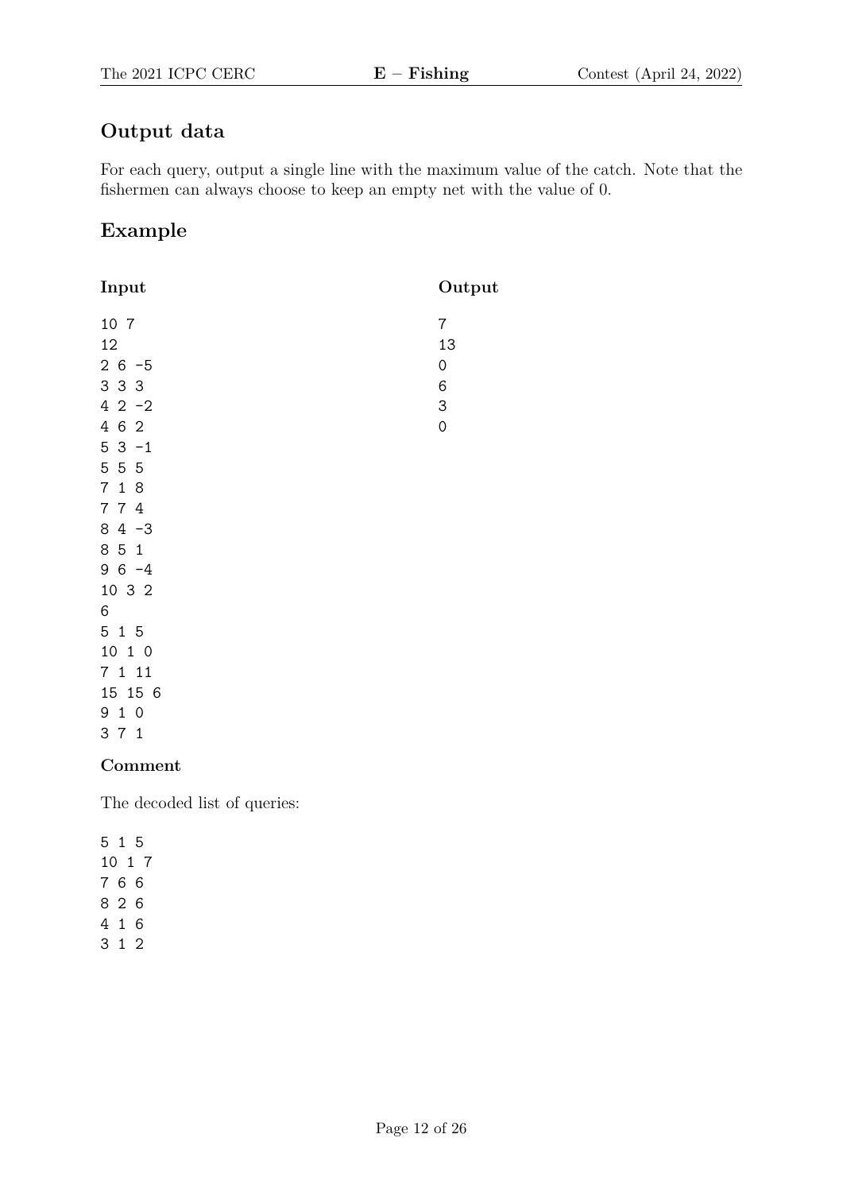## Output data

For each query, output a single line with the maximum value of the catch. Note that the fishermen can always choose to keep an empty net with the value of 0.

## Example

**Input**

```
10 7
12
2 6 -5
3 3 3
4 2 -2
4 6 2
5 3 -1
5 5 5
7 1 8
7 7 4
8 4 -3
8 5 1
9 6 -4
10 3 2
6
5 1 5
10 1 0
7 1 11
15 15 6
9 1 0
3 7 1
```

**Output**

```
7
13
0
6
3
0
```

### Comment

The decoded list of queries:

```
5 1 5
10 1 7
7 6 6
8 2 6
4 1 6
3 1 2
```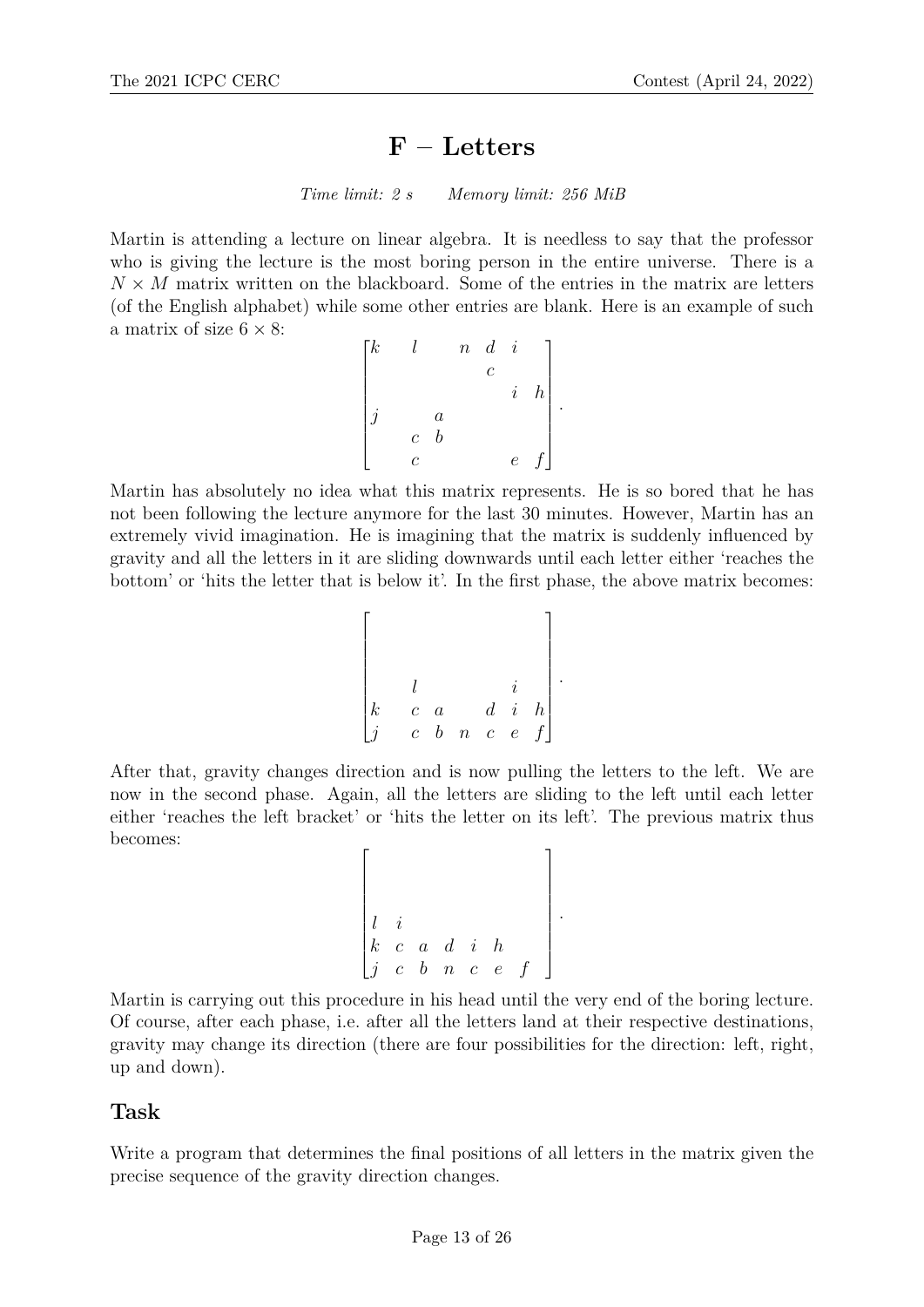# F – Letters

*Time limit: 2 s  Memory limit: 256 MiB*

Martin is attending a lecture on linear algebra. It is needless to say that the professor who is giving the lecture is the most boring person in the entire universe. There is a $N \times M$ matrix written on the blackboard. Some of the entries in the matrix are letters (of the English alphabet) while some other entries are blank. Here is an example of such a matrix of size $6 \times 8$:

$$\begin{bmatrix} k & & l & & n & d & i & \\ & & & & & c & & \\ & & & & & & i & h \\ j & & & a & & & & \\ & & c & b & & & & \\ & & c & & & & e & f \end{bmatrix}.$$

Martin has absolutely no idea what this matrix represents. He is so bored that he has not been following the lecture anymore for the last 30 minutes. However, Martin has an extremely vivid imagination. He is imagining that the matrix is suddenly influenced by gravity and all the letters in it are sliding downwards until each letter either 'reaches the bottom' or 'hits the letter that is below it'. In the first phase, the above matrix becomes:

$$\begin{bmatrix} & & & & & & & \\ & & & & & & & \\ & & & & & & & \\ & & l & & & & i & \\ k & & c & a & & d & i & h \\ j & & c & b & n & c & e & f \end{bmatrix}.$$

After that, gravity changes direction and is now pulling the letters to the left. We are now in the second phase. Again, all the letters are sliding to the left until each letter either 'reaches the left bracket' or 'hits the letter on its left'. The previous matrix thus becomes:

$$\begin{bmatrix} & & & & & & & \\ & & & & & & & \\ & & & & & & & \\ l & i & & & & & & \\ k & c & a & d & i & h & & \\ j & c & b & n & c & e & f & \end{bmatrix}.$$

Martin is carrying out this procedure in his head until the very end of the boring lecture. Of course, after each phase, i.e. after all the letters land at their respective destinations, gravity may change its direction (there are four possibilities for the direction: left, right, up and down).

## Task

Write a program that determines the final positions of all letters in the matrix given the precise sequence of the gravity direction changes.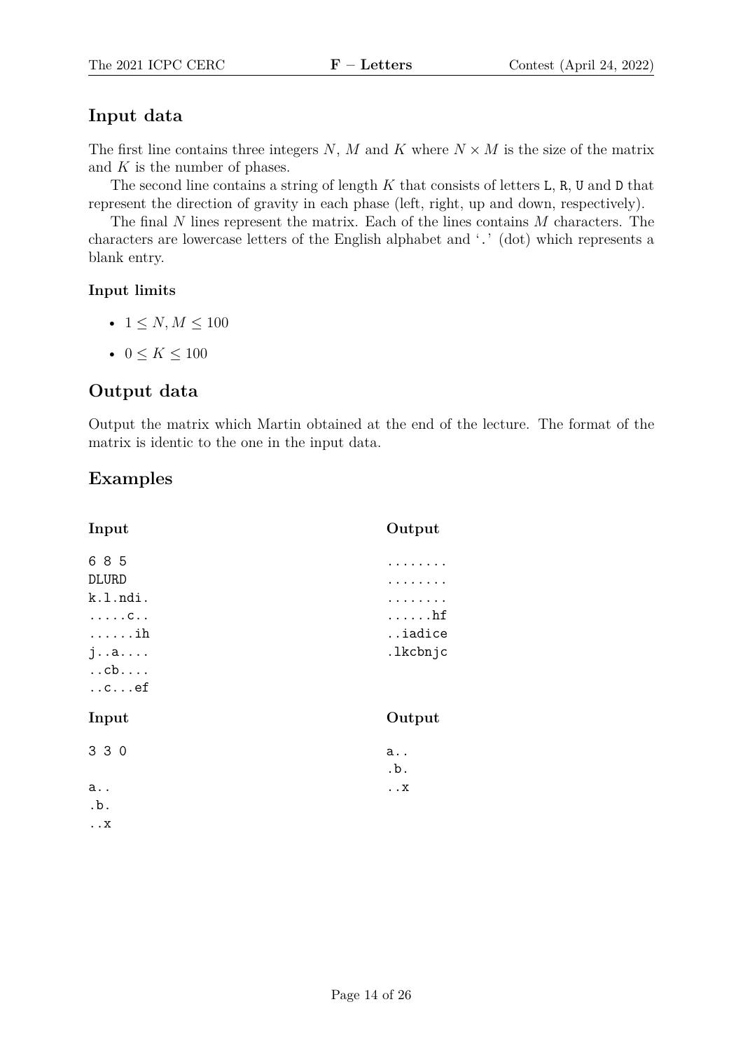## Input data

The first line contains three integers $N$, $M$ and $K$ where $N \times M$ is the size of the matrix and $K$ is the number of phases.

The second line contains a string of length $K$ that consists of letters `L`, `R`, `U` and `D` that represent the direction of gravity in each phase (left, right, up and down, respectively).

The final $N$ lines represent the matrix. Each of the lines contains $M$ characters. The characters are lowercase letters of the English alphabet and '`.`' (dot) which represents a blank entry.

### Input limits

- $1 \leq N, M \leq 100$
- $0 \leq K \leq 100$

## Output data

Output the matrix which Martin obtained at the end of the lecture. The format of the matrix is identic to the one in the input data.

## Examples

**Input**

```
6 8 5
DLURD
k.l.ndi.
.....c..
......ih
j..a....
..cb....
..c...ef
```

**Output**

```
........
........
........
......hf
..iadice
.lkcbnjc
```

**Input**

```
3 3 0

a..
.b.
..x
```

**Output**

```
a..
.b.
..x
```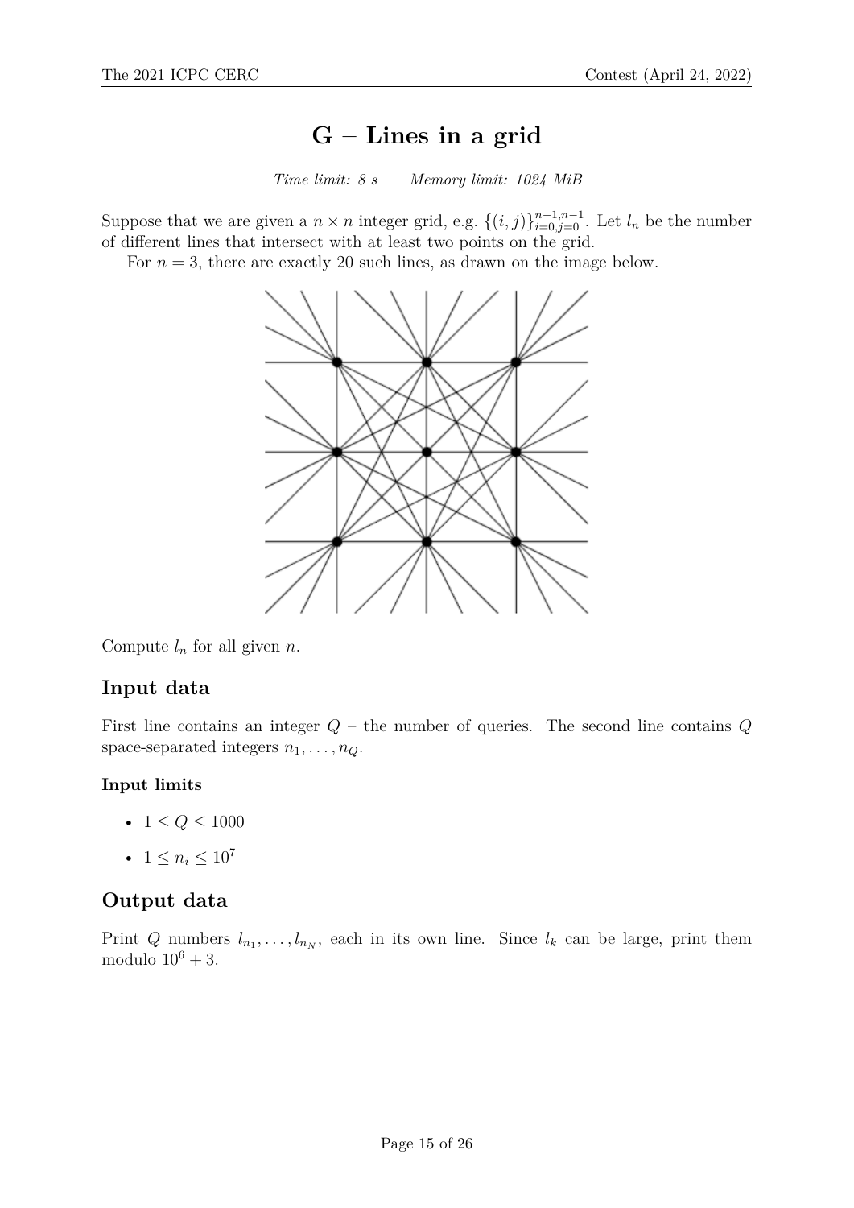# G – Lines in a grid

*Time limit: 8 s      Memory limit: 1024 MiB*

Suppose that we are given a $n \times n$ integer grid, e.g. $\{(i,j)\}_{i=0,j=0}^{n-1,n-1}$. Let $l_n$ be the number of different lines that intersect with at least two points on the grid.

For $n = 3$, there are exactly 20 such lines, as drawn on the image below.

Compute $l_n$ for all given $n$.

## Input data

First line contains an integer $Q$ – the number of queries. The second line contains $Q$ space-separated integers $n_1, \ldots, n_Q$.

### Input limits

- $1 \leq Q \leq 1000$
- $1 \leq n_i \leq 10^7$

## Output data

Print $Q$ numbers $l_{n_1}, \ldots, l_{n_N}$, each in its own line. Since $l_k$ can be large, print them modulo $10^6 + 3$.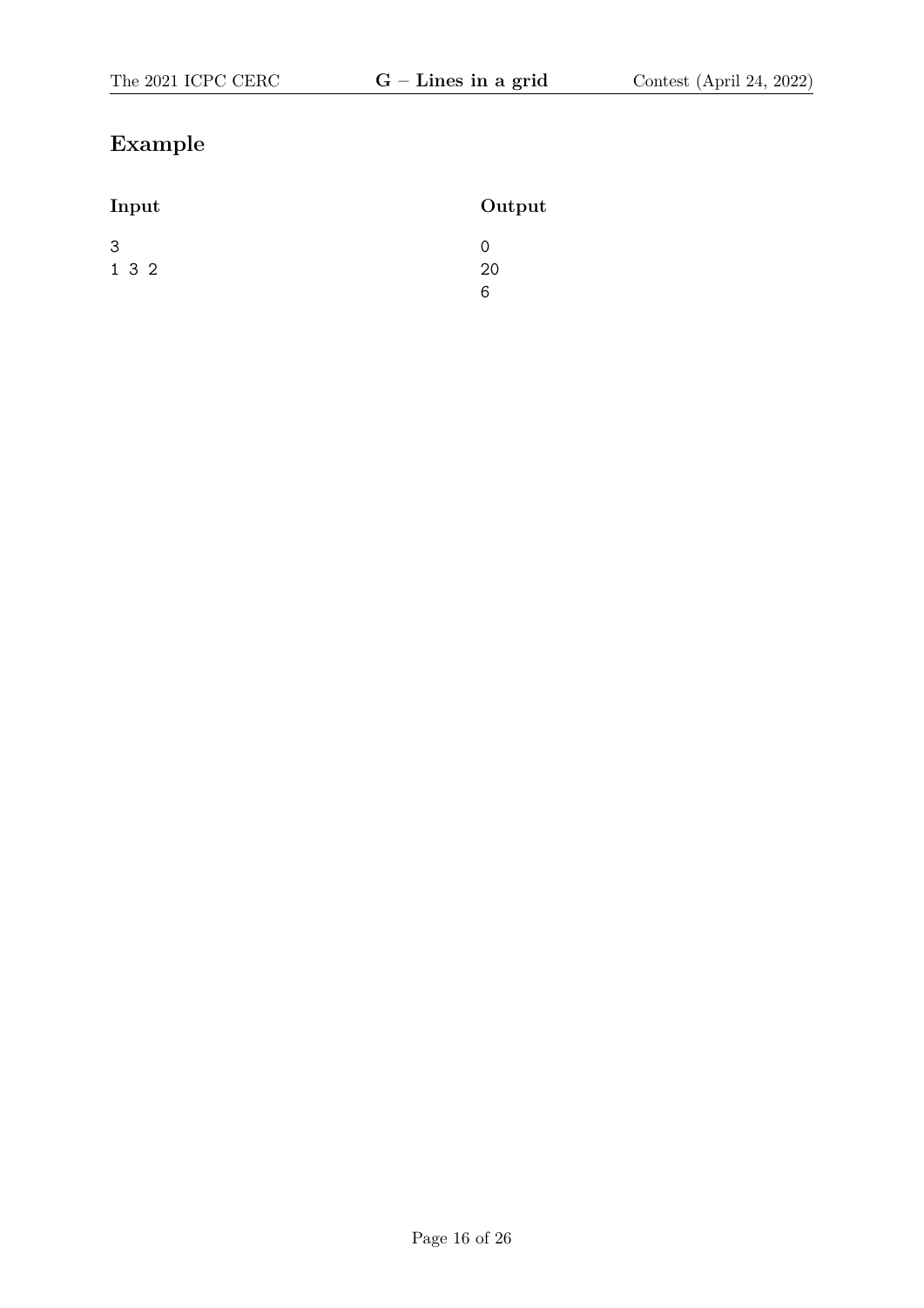## Example

| Input | Output |
|---|---|
| 3<br>1 3 2 | 0<br>20<br>6 |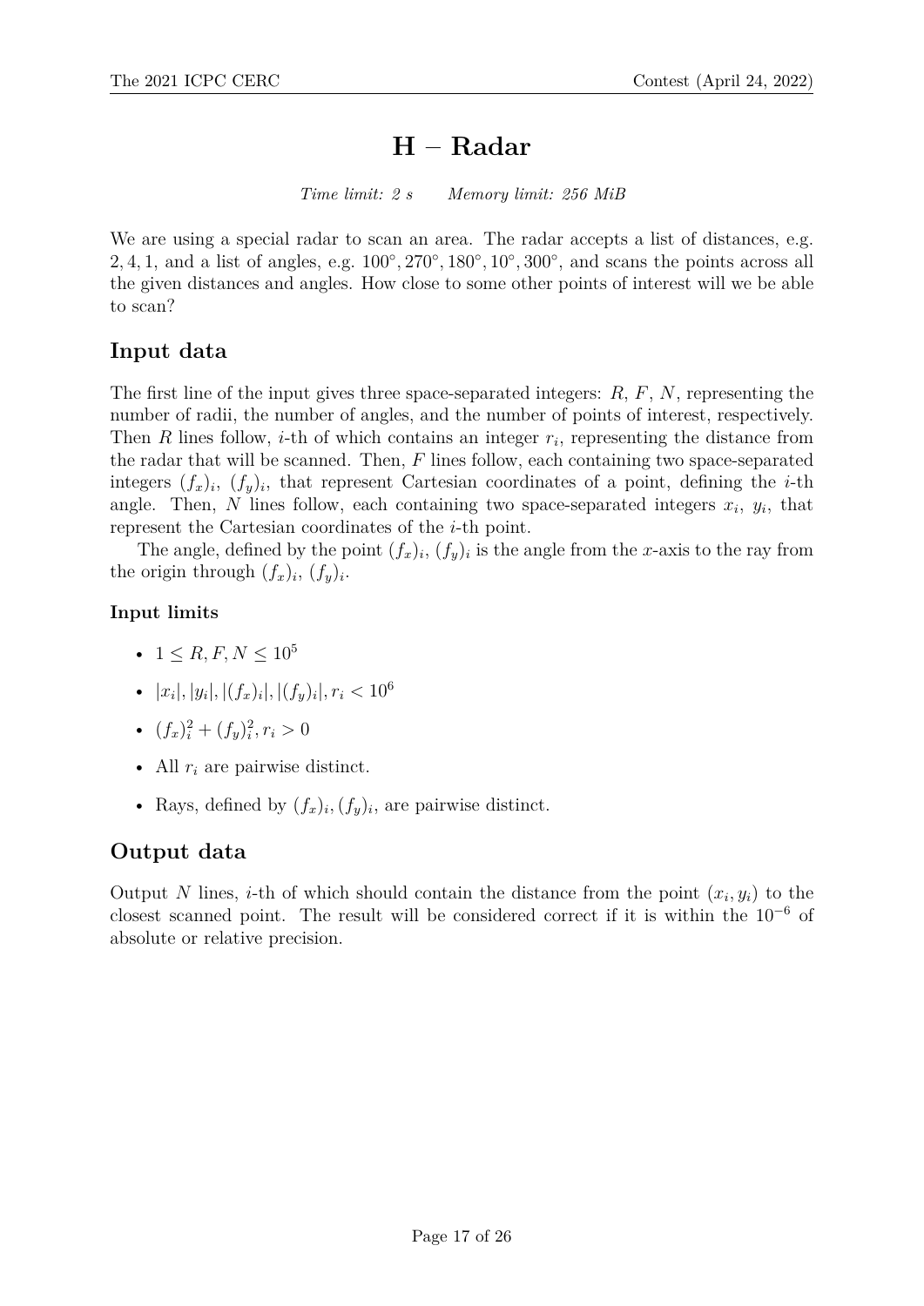# H – Radar

*Time limit: 2 s    Memory limit: 256 MiB*

We are using a special radar to scan an area. The radar accepts a list of distances, e.g. $2, 4, 1$, and a list of angles, e.g. $100°, 270°, 180°, 10°, 300°$, and scans the points across all the given distances and angles. How close to some other points of interest will we be able to scan?

## Input data

The first line of the input gives three space-separated integers: $R$, $F$, $N$, representing the number of radii, the number of angles, and the number of points of interest, respectively. Then $R$ lines follow, $i$-th of which contains an integer $r_i$, representing the distance from the radar that will be scanned. Then, $F$ lines follow, each containing two space-separated integers $(f_x)_i$, $(f_y)_i$, that represent Cartesian coordinates of a point, defining the $i$-th angle. Then, $N$ lines follow, each containing two space-separated integers $x_i$, $y_i$, that represent the Cartesian coordinates of the $i$-th point.

The angle, defined by the point $(f_x)_i$, $(f_y)_i$ is the angle from the $x$-axis to the ray from the origin through $(f_x)_i$, $(f_y)_i$.

### Input limits

- $1 \leq R, F, N \leq 10^5$
- $|x_i|, |y_i|, |(f_x)_i|, |(f_y)_i|, r_i < 10^6$
- $(f_x)_i^2 + (f_y)_i^2, r_i > 0$
- All $r_i$ are pairwise distinct.
- Rays, defined by $(f_x)_i, (f_y)_i$, are pairwise distinct.

## Output data

Output $N$ lines, $i$-th of which should contain the distance from the point $(x_i, y_i)$ to the closest scanned point. The result will be considered correct if it is within the $10^{-6}$ of absolute or relative precision.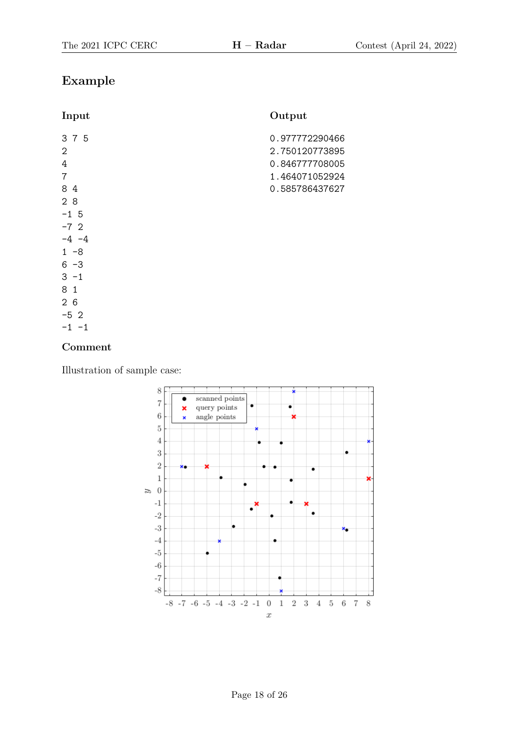## Example

### Input

```
3 7 5
2
4
7
8 4
2 8
-1 5
-7 2
-4 -4
1 -8
6 -3
3 -1
8 1
2 6
-5 2
-1 -1
```

### Output

```
0.977772290466
2.750120773895
0.846777708005
1.464071052924
0.585786437627
```

## Comment

Illustration of sample case: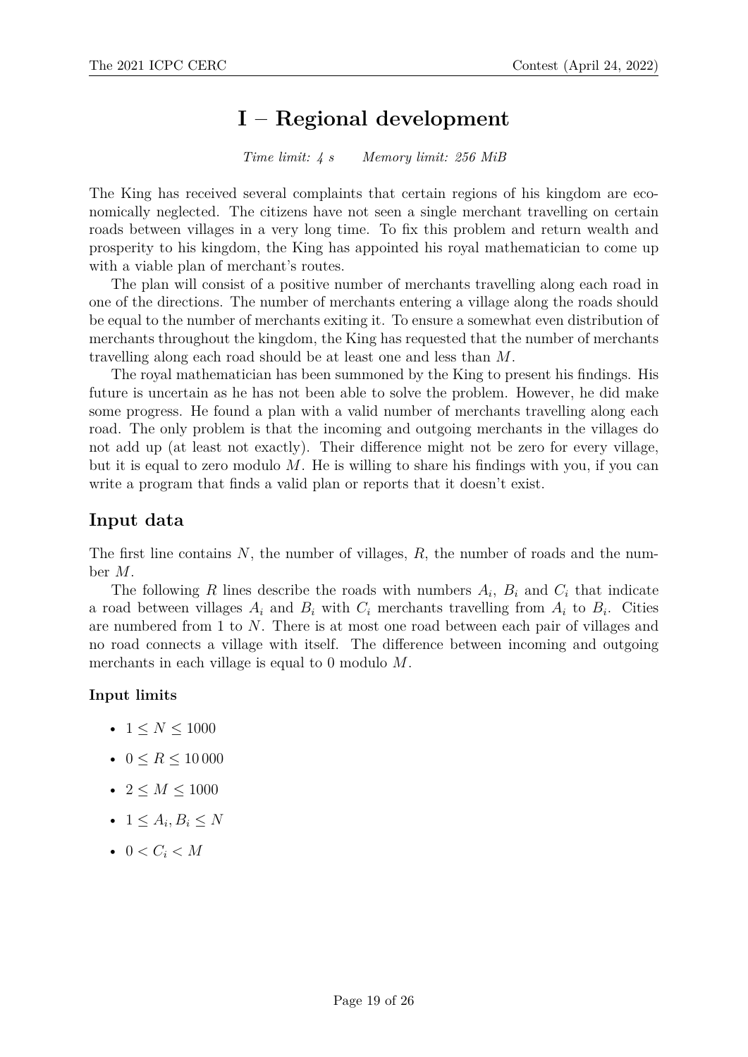# I – Regional development

*Time limit: 4 s      Memory limit: 256 MiB*

The King has received several complaints that certain regions of his kingdom are economically neglected. The citizens have not seen a single merchant travelling on certain roads between villages in a very long time. To fix this problem and return wealth and prosperity to his kingdom, the King has appointed his royal mathematician to come up with a viable plan of merchant's routes.

The plan will consist of a positive number of merchants travelling along each road in one of the directions. The number of merchants entering a village along the roads should be equal to the number of merchants exiting it. To ensure a somewhat even distribution of merchants throughout the kingdom, the King has requested that the number of merchants travelling along each road should be at least one and less than $M$.

The royal mathematician has been summoned by the King to present his findings. His future is uncertain as he has not been able to solve the problem. However, he did make some progress. He found a plan with a valid number of merchants travelling along each road. The only problem is that the incoming and outgoing merchants in the villages do not add up (at least not exactly). Their difference might not be zero for every village, but it is equal to zero modulo $M$. He is willing to share his findings with you, if you can write a program that finds a valid plan or reports that it doesn't exist.

## Input data

The first line contains $N$, the number of villages, $R$, the number of roads and the number $M$.

The following $R$ lines describe the roads with numbers $A_i$, $B_i$ and $C_i$ that indicate a road between villages $A_i$ and $B_i$ with $C_i$ merchants travelling from $A_i$ to $B_i$. Cities are numbered from 1 to $N$. There is at most one road between each pair of villages and no road connects a village with itself. The difference between incoming and outgoing merchants in each village is equal to 0 modulo $M$.

### Input limits

- $1 \leq N \leq 1000$
- $0 \leq R \leq 10\,000$
- $2 \leq M \leq 1000$
- $1 \leq A_i, B_i \leq N$
- $0 < C_i < M$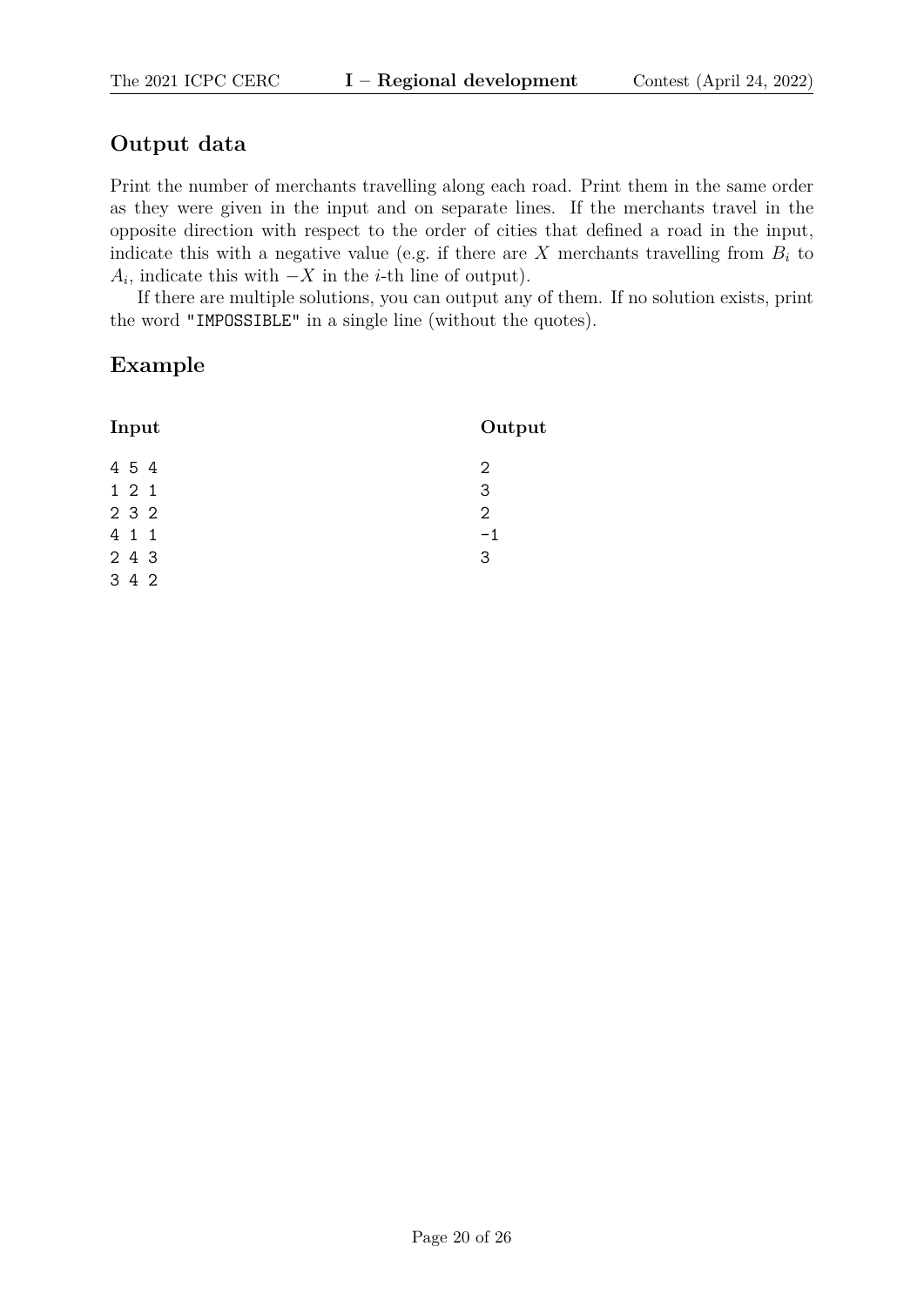## Output data

Print the number of merchants travelling along each road. Print them in the same order as they were given in the input and on separate lines. If the merchants travel in the opposite direction with respect to the order of cities that defined a road in the input, indicate this with a negative value (e.g. if there are $X$ merchants travelling from $B_i$ to $A_i$, indicate this with $-X$ in the $i$-th line of output).

If there are multiple solutions, you can output any of them. If no solution exists, print the word "IMPOSSIBLE" in a single line (without the quotes).

## Example

**Input**

```
4 5 4
1 2 1
2 3 2
4 1 1
2 4 3
3 4 2
```

**Output**

```
2
3
2
-1
3
```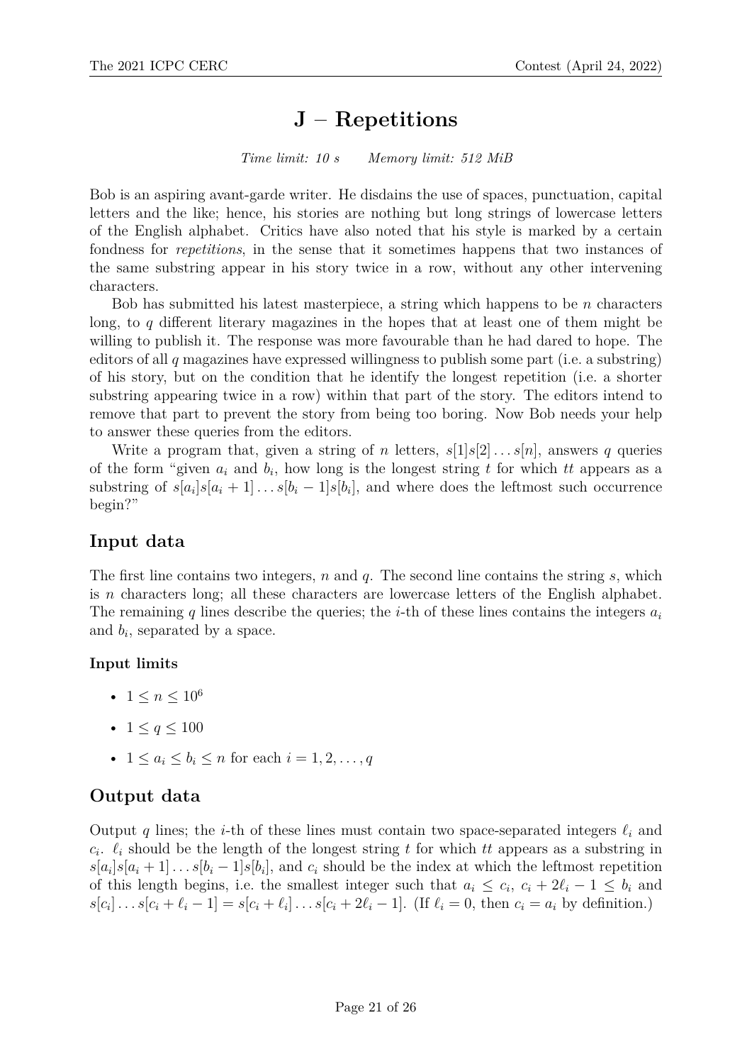# J – Repetitions

*Time limit: 10 s Memory limit: 512 MiB*

Bob is an aspiring avant-garde writer. He disdains the use of spaces, punctuation, capital letters and the like; hence, his stories are nothing but long strings of lowercase letters of the English alphabet. Critics have also noted that his style is marked by a certain fondness for *repetitions*, in the sense that it sometimes happens that two instances of the same substring appear in his story twice in a row, without any other intervening characters.

Bob has submitted his latest masterpiece, a string which happens to be $n$ characters long, to $q$ different literary magazines in the hopes that at least one of them might be willing to publish it. The response was more favourable than he had dared to hope. The editors of all $q$ magazines have expressed willingness to publish some part (i.e. a substring) of his story, but on the condition that he identify the longest repetition (i.e. a shorter substring appearing twice in a row) within that part of the story. The editors intend to remove that part to prevent the story from being too boring. Now Bob needs your help to answer these queries from the editors.

Write a program that, given a string of $n$ letters, $s[1]s[2]\dots s[n]$, answers $q$ queries of the form "given $a_i$ and $b_i$, how long is the longest string $t$ for which $tt$ appears as a substring of $s[a_i]s[a_i+1]\dots s[b_i-1]s[b_i]$, and where does the leftmost such occurrence begin?"

## Input data

The first line contains two integers, $n$ and $q$. The second line contains the string $s$, which is $n$ characters long; all these characters are lowercase letters of the English alphabet. The remaining $q$ lines describe the queries; the $i$-th of these lines contains the integers $a_i$ and $b_i$, separated by a space.

### Input limits

- $1 \le n \le 10^6$
- $1 \le q \le 100$
- $1 \le a_i \le b_i \le n$ for each $i = 1, 2, \dots, q$

## Output data

Output $q$ lines; the $i$-th of these lines must contain two space-separated integers $\ell_i$ and $c_i$. $\ell_i$ should be the length of the longest string $t$ for which $tt$ appears as a substring in $s[a_i]s[a_i+1]\dots s[b_i-1]s[b_i]$, and $c_i$ should be the index at which the leftmost repetition of this length begins, i.e. the smallest integer such that $a_i \le c_i$, $c_i + 2\ell_i - 1 \le b_i$ and $s[c_i]\dots s[c_i+\ell_i-1] = s[c_i+\ell_i]\dots s[c_i+2\ell_i-1]$. (If $\ell_i = 0$, then $c_i = a_i$ by definition.)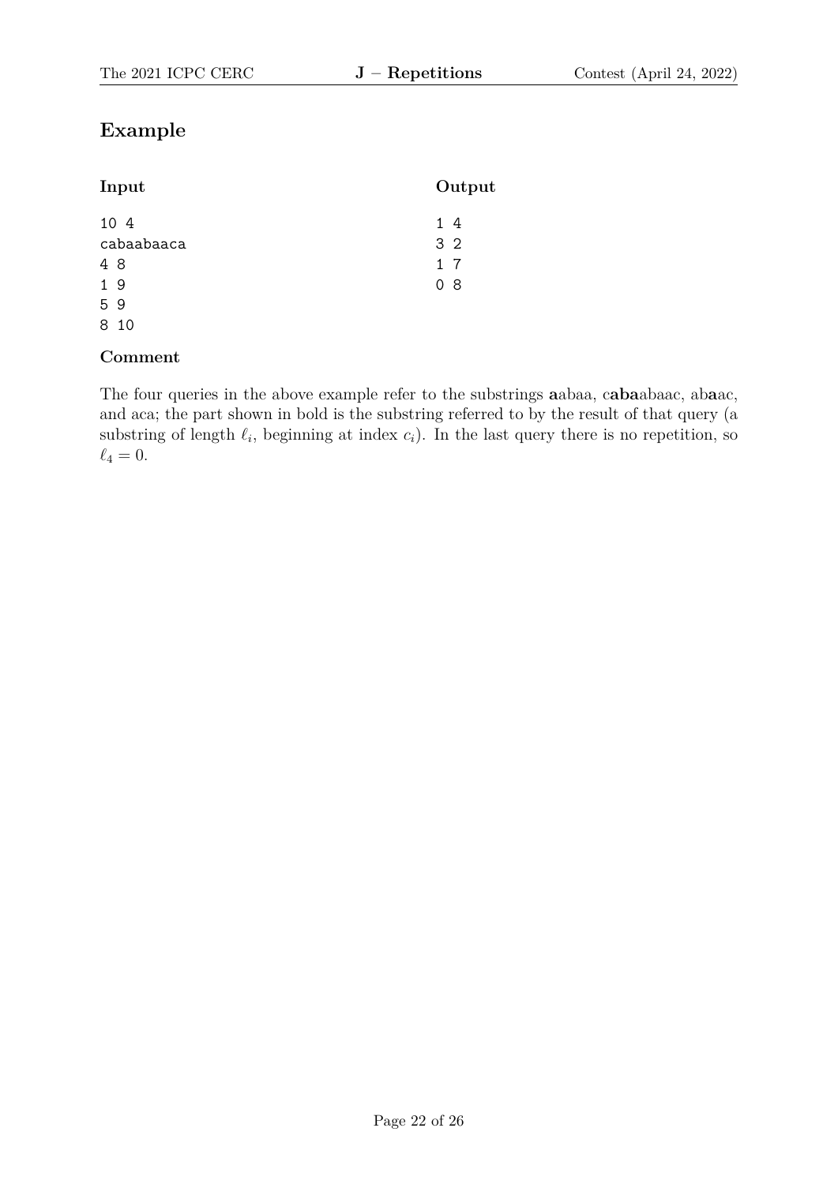## Example

| Input | Output |
| --- | --- |
| 10 4 | 1 4 |
| cabaabaaca | 3 2 |
| 4 8 | 1 7 |
| 1 9 | 0 8 |
| 5 9 | |
| 8 10 | |

### Comment

The four queries in the above example refer to the substrings **a**abaa, c**aba**abaac, ab**a**ac, and aca; the part shown in bold is the substring referred to by the result of that query (a substring of length $\ell_i$, beginning at index $c_i$). In the last query there is no repetition, so $\ell_4 = 0$.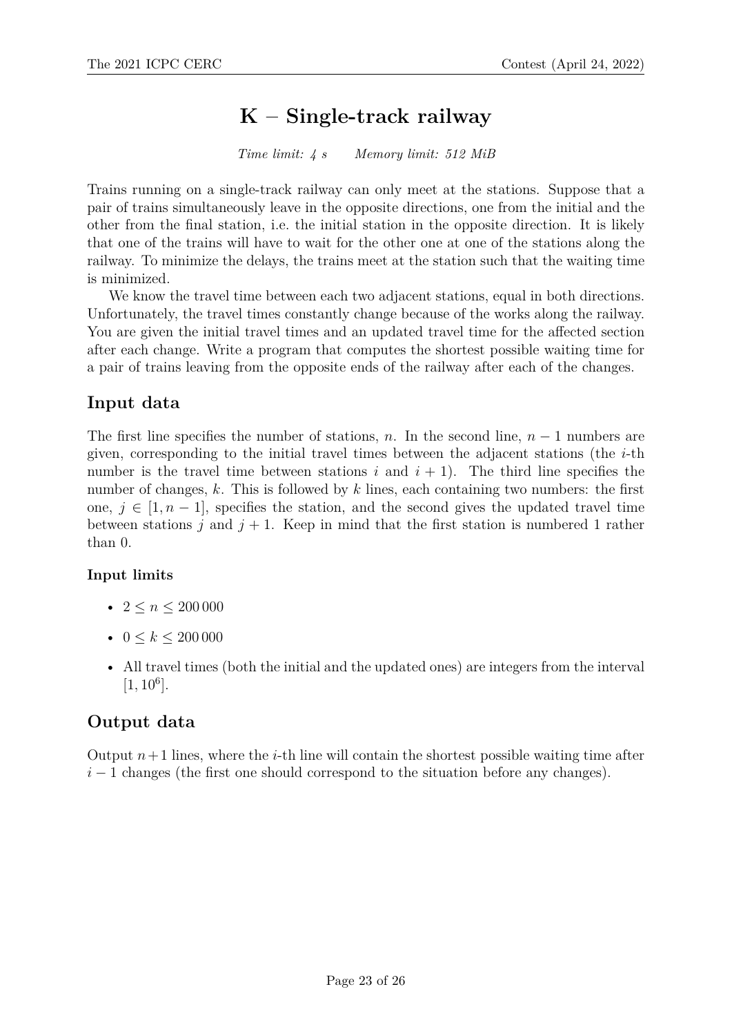# K – Single-track railway

*Time limit: 4 s    Memory limit: 512 MiB*

Trains running on a single-track railway can only meet at the stations. Suppose that a pair of trains simultaneously leave in the opposite directions, one from the initial and the other from the final station, i.e. the initial station in the opposite direction. It is likely that one of the trains will have to wait for the other one at one of the stations along the railway. To minimize the delays, the trains meet at the station such that the waiting time is minimized.

We know the travel time between each two adjacent stations, equal in both directions. Unfortunately, the travel times constantly change because of the works along the railway. You are given the initial travel times and an updated travel time for the affected section after each change. Write a program that computes the shortest possible waiting time for a pair of trains leaving from the opposite ends of the railway after each of the changes.

## Input data

The first line specifies the number of stations, $n$. In the second line, $n-1$ numbers are given, corresponding to the initial travel times between the adjacent stations (the $i$-th number is the travel time between stations $i$ and $i+1$). The third line specifies the number of changes, $k$. This is followed by $k$ lines, each containing two numbers: the first one, $j \in [1, n-1]$, specifies the station, and the second gives the updated travel time between stations $j$ and $j+1$. Keep in mind that the first station is numbered 1 rather than 0.

### Input limits

- $2 \leq n \leq 200\,000$
- $0 \leq k \leq 200\,000$
- All travel times (both the initial and the updated ones) are integers from the interval $[1, 10^6]$.

## Output data

Output $n+1$ lines, where the $i$-th line will contain the shortest possible waiting time after $i-1$ changes (the first one should correspond to the situation before any changes).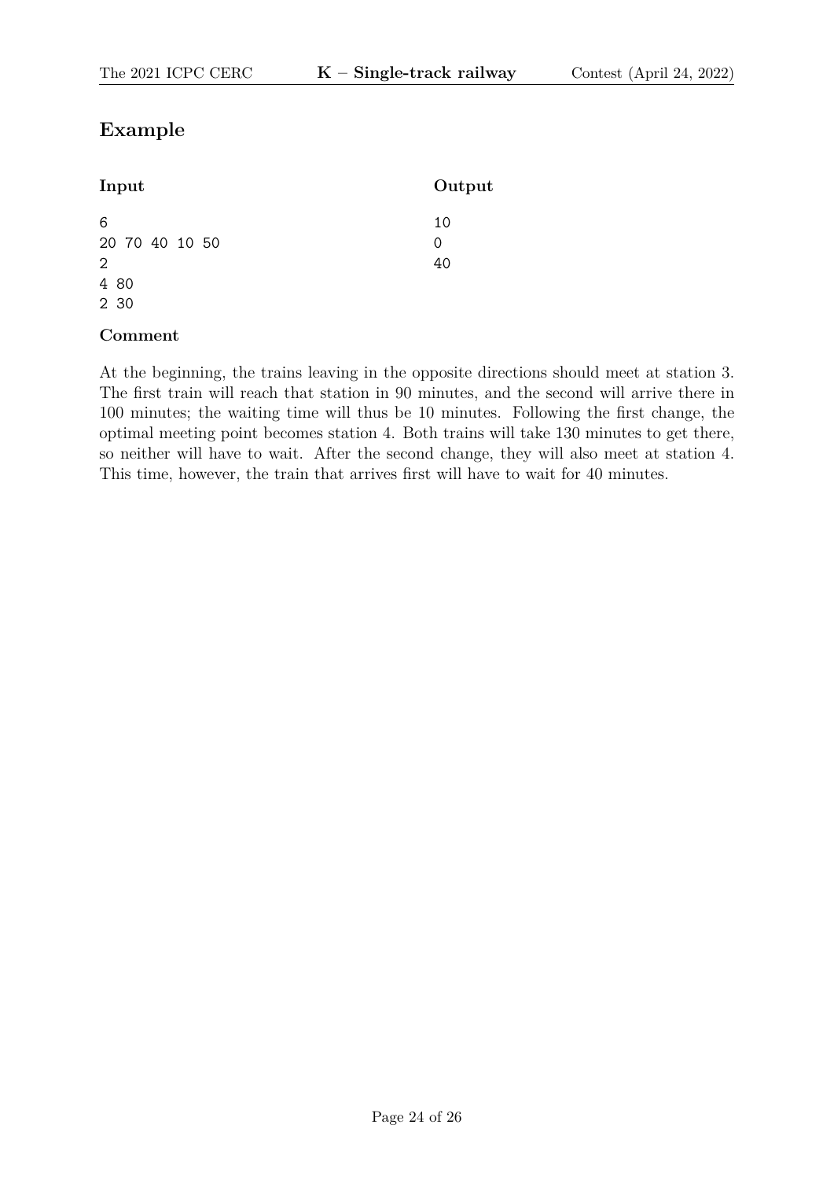## Example

| Input | Output |
|---|---|
| 6<br>20 70 40 10 50<br>2<br>4 80<br>2 30 | 10<br>0<br>40 |

### Comment

At the beginning, the trains leaving in the opposite directions should meet at station 3. The first train will reach that station in 90 minutes, and the second will arrive there in 100 minutes; the waiting time will thus be 10 minutes. Following the first change, the optimal meeting point becomes station 4. Both trains will take 130 minutes to get there, so neither will have to wait. After the second change, they will also meet at station 4. This time, however, the train that arrives first will have to wait for 40 minutes.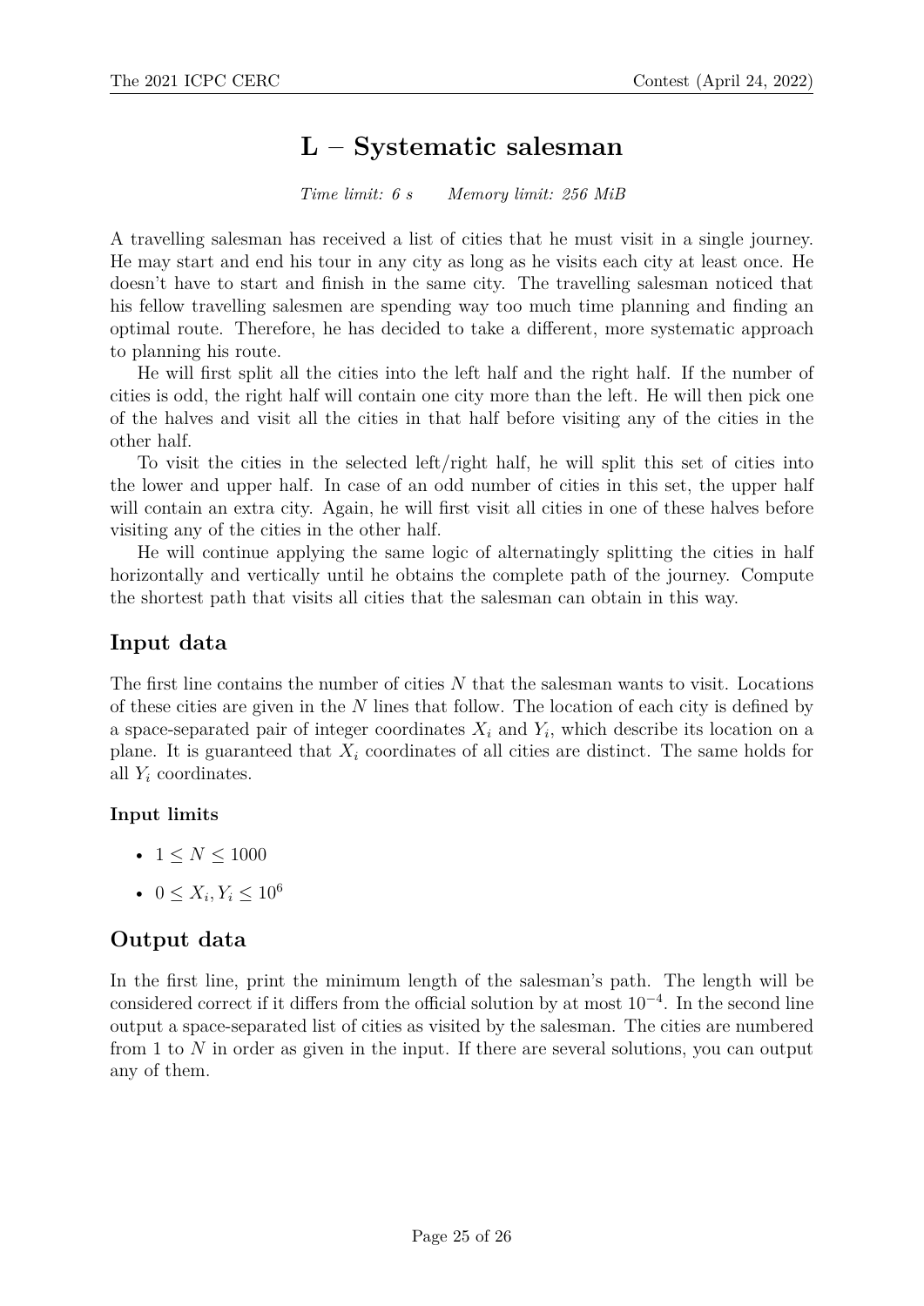# L – Systematic salesman

*Time limit: 6 s     Memory limit: 256 MiB*

A travelling salesman has received a list of cities that he must visit in a single journey. He may start and end his tour in any city as long as he visits each city at least once. He doesn't have to start and finish in the same city. The travelling salesman noticed that his fellow travelling salesmen are spending way too much time planning and finding an optimal route. Therefore, he has decided to take a different, more systematic approach to planning his route.

He will first split all the cities into the left half and the right half. If the number of cities is odd, the right half will contain one city more than the left. He will then pick one of the halves and visit all the cities in that half before visiting any of the cities in the other half.

To visit the cities in the selected left/right half, he will split this set of cities into the lower and upper half. In case of an odd number of cities in this set, the upper half will contain an extra city. Again, he will first visit all cities in one of these halves before visiting any of the cities in the other half.

He will continue applying the same logic of alternatingly splitting the cities in half horizontally and vertically until he obtains the complete path of the journey. Compute the shortest path that visits all cities that the salesman can obtain in this way.

## Input data

The first line contains the number of cities $N$ that the salesman wants to visit. Locations of these cities are given in the $N$ lines that follow. The location of each city is defined by a space-separated pair of integer coordinates $X_i$ and $Y_i$, which describe its location on a plane. It is guaranteed that $X_i$ coordinates of all cities are distinct. The same holds for all $Y_i$ coordinates.

### Input limits

- $1 \leq N \leq 1000$
- $0 \leq X_i, Y_i \leq 10^6$

## Output data

In the first line, print the minimum length of the salesman's path. The length will be considered correct if it differs from the official solution by at most $10^{-4}$. In the second line output a space-separated list of cities as visited by the salesman. The cities are numbered from 1 to $N$ in order as given in the input. If there are several solutions, you can output any of them.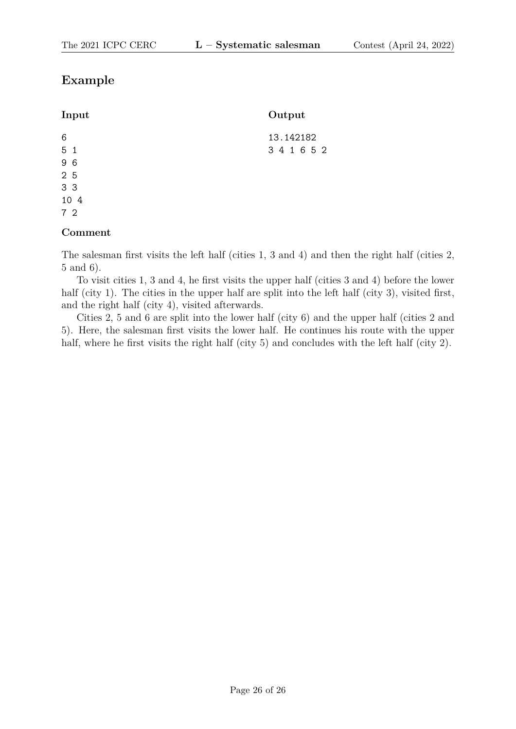## Example

| Input | Output |
| --- | --- |
| 6<br>5 1<br>9 6<br>2 5<br>3 3<br>10 4<br>7 2 | 13.142182<br>3 4 1 6 5 2 |

### Comment

The salesman first visits the left half (cities 1, 3 and 4) and then the right half (cities 2, 5 and 6).

To visit cities 1, 3 and 4, he first visits the upper half (cities 3 and 4) before the lower half (city 1). The cities in the upper half are split into the left half (city 3), visited first, and the right half (city 4), visited afterwards.

Cities 2, 5 and 6 are split into the lower half (city 6) and the upper half (cities 2 and 5). Here, the salesman first visits the lower half. He continues his route with the upper half, where he first visits the right half (city 5) and concludes with the left half (city 2).